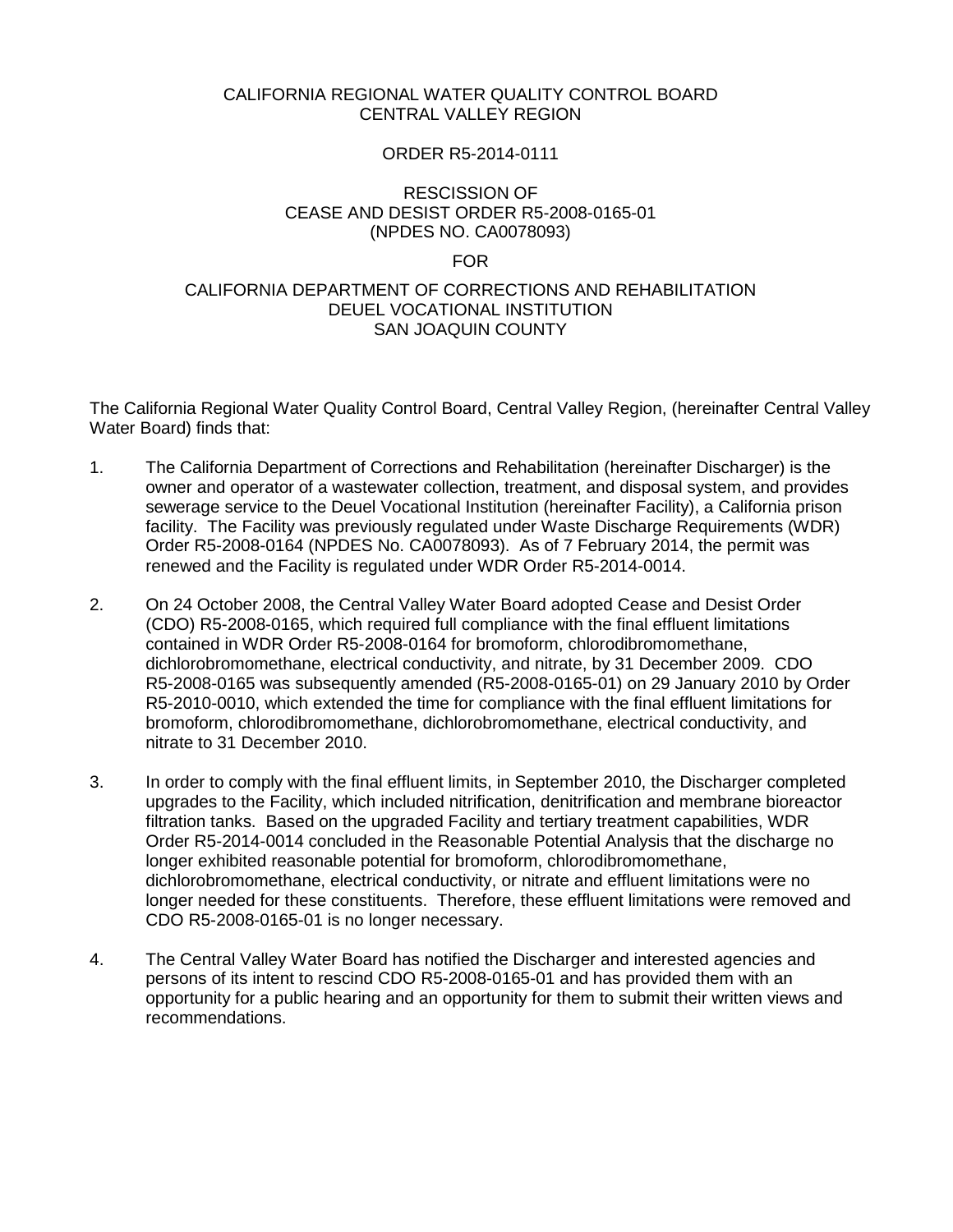CALIFORNIA REGIONAL WATER QUALITY CONTROL BOARD
CENTRAL VALLEY REGION

ORDER R5-2014-0111

RESCISSION OF
CEASE AND DESIST ORDER R5-2008-0165-01
(NPDES NO. CA0078093)

FOR

CALIFORNIA DEPARTMENT OF CORRECTIONS AND REHABILITATION
DEUEL VOCATIONAL INSTITUTION
SAN JOAQUIN COUNTY

The California Regional Water Quality Control Board, Central Valley Region, (hereinafter Central Valley Water Board) finds that:

1. The California Department of Corrections and Rehabilitation (hereinafter Discharger) is the owner and operator of a wastewater collection, treatment, and disposal system, and provides sewerage service to the Deuel Vocational Institution (hereinafter Facility), a California prison facility. The Facility was previously regulated under Waste Discharge Requirements (WDR) Order R5-2008-0164 (NPDES No. CA0078093). As of 7 February 2014, the permit was renewed and the Facility is regulated under WDR Order R5-2014-0014.

2. On 24 October 2008, the Central Valley Water Board adopted Cease and Desist Order (CDO) R5-2008-0165, which required full compliance with the final effluent limitations contained in WDR Order R5-2008-0164 for bromoform, chlorodibromomethane, dichlorobromomethane, electrical conductivity, and nitrate, by 31 December 2009. CDO R5-2008-0165 was subsequently amended (R5-2008-0165-01) on 29 January 2010 by Order R5-2010-0010, which extended the time for compliance with the final effluent limitations for bromoform, chlorodibromomethane, dichlorobromomethane, electrical conductivity, and nitrate to 31 December 2010.

3. In order to comply with the final effluent limits, in September 2010, the Discharger completed upgrades to the Facility, which included nitrification, denitrification and membrane bioreactor filtration tanks. Based on the upgraded Facility and tertiary treatment capabilities, WDR Order R5-2014-0014 concluded in the Reasonable Potential Analysis that the discharge no longer exhibited reasonable potential for bromoform, chlorodibromomethane, dichlorobromomethane, electrical conductivity, or nitrate and effluent limitations were no longer needed for these constituents. Therefore, these effluent limitations were removed and CDO R5-2008-0165-01 is no longer necessary.

4. The Central Valley Water Board has notified the Discharger and interested agencies and persons of its intent to rescind CDO R5-2008-0165-01 and has provided them with an opportunity for a public hearing and an opportunity for them to submit their written views and recommendations.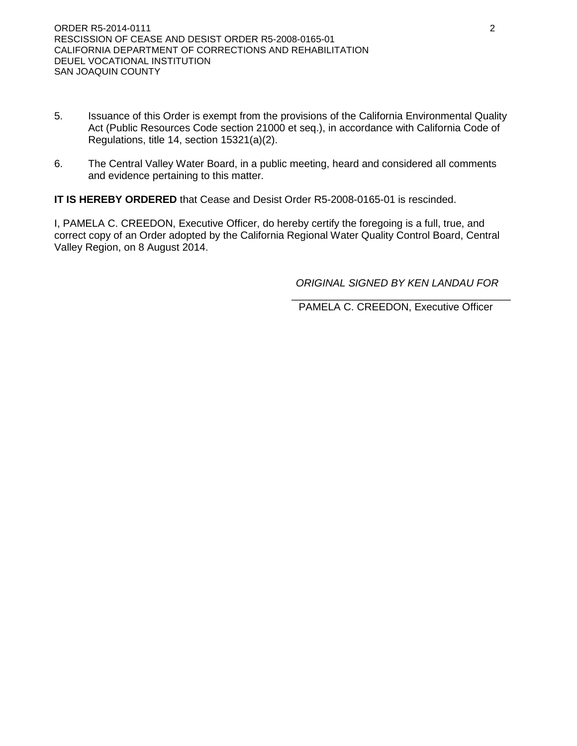5. Issuance of this Order is exempt from the provisions of the California Environmental Quality Act (Public Resources Code section 21000 et seq.), in accordance with California Code of Regulations, title 14, section 15321(a)(2).

6. The Central Valley Water Board, in a public meeting, heard and considered all comments and evidence pertaining to this matter.

**IT IS HEREBY ORDERED** that Cease and Desist Order R5-2008-0165-01 is rescinded.

I, PAMELA C. CREEDON, Executive Officer, do hereby certify the foregoing is a full, true, and correct copy of an Order adopted by the California Regional Water Quality Control Board, Central Valley Region, on 8 August 2014.

*ORIGINAL SIGNED BY KEN LANDAU FOR*

\_\_\_\_\_\_\_\_\_\_\_\_\_\_\_\_\_\_\_\_\_\_\_\_\_\_\_\_\_\_\_\_\_\_\_\_

PAMELA C. CREEDON, Executive Officer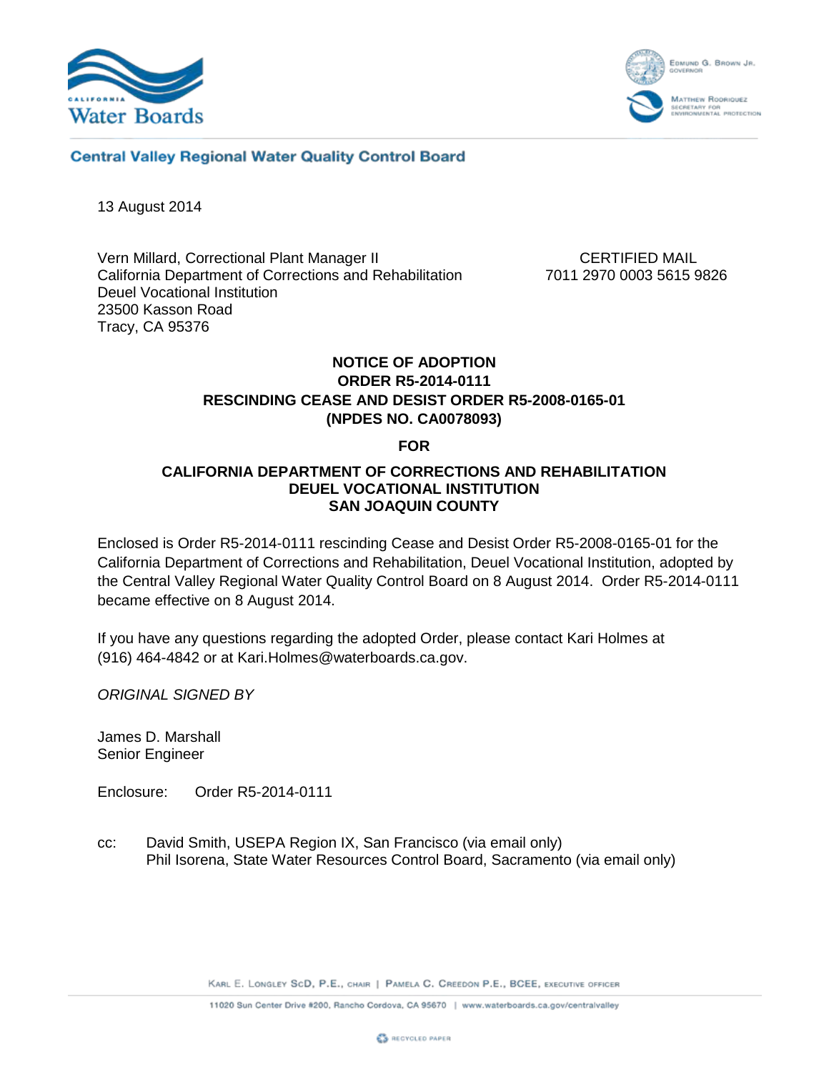California Water Boards

Edmund G. Brown Jr., Governor

Matthew Rodriquez, Secretary for Environmental Protection

**Central Valley Regional Water Quality Control Board**

13 August 2014

Vern Millard, Correctional Plant Manager II
California Department of Corrections and Rehabilitation
Deuel Vocational Institution
23500 Kasson Road
Tracy, CA 95376

CERTIFIED MAIL
7011 2970 0003 5615 9826

**NOTICE OF ADOPTION**
**ORDER R5-2014-0111**
**RESCINDING CEASE AND DESIST ORDER R5-2008-0165-01**
**(NPDES NO. CA0078093)**

**FOR**

**CALIFORNIA DEPARTMENT OF CORRECTIONS AND REHABILITATION**
**DEUEL VOCATIONAL INSTITUTION**
**SAN JOAQUIN COUNTY**

Enclosed is Order R5-2014-0111 rescinding Cease and Desist Order R5-2008-0165-01 for the California Department of Corrections and Rehabilitation, Deuel Vocational Institution, adopted by the Central Valley Regional Water Quality Control Board on 8 August 2014. Order R5-2014-0111 became effective on 8 August 2014.

If you have any questions regarding the adopted Order, please contact Kari Holmes at (916) 464-4842 or at Kari.Holmes@waterboards.ca.gov.

*ORIGINAL SIGNED BY*

James D. Marshall
Senior Engineer

Enclosure: Order R5-2014-0111

cc: David Smith, USEPA Region IX, San Francisco (via email only)
Phil Isorena, State Water Resources Control Board, Sacramento (via email only)

Karl E. Longley ScD, P.E., Chair | Pamela C. Creedon P.E., BCEE, Executive Officer

11020 Sun Center Drive #200, Rancho Cordova, CA 95670 | www.waterboards.ca.gov/centralvalley

Recycled Paper